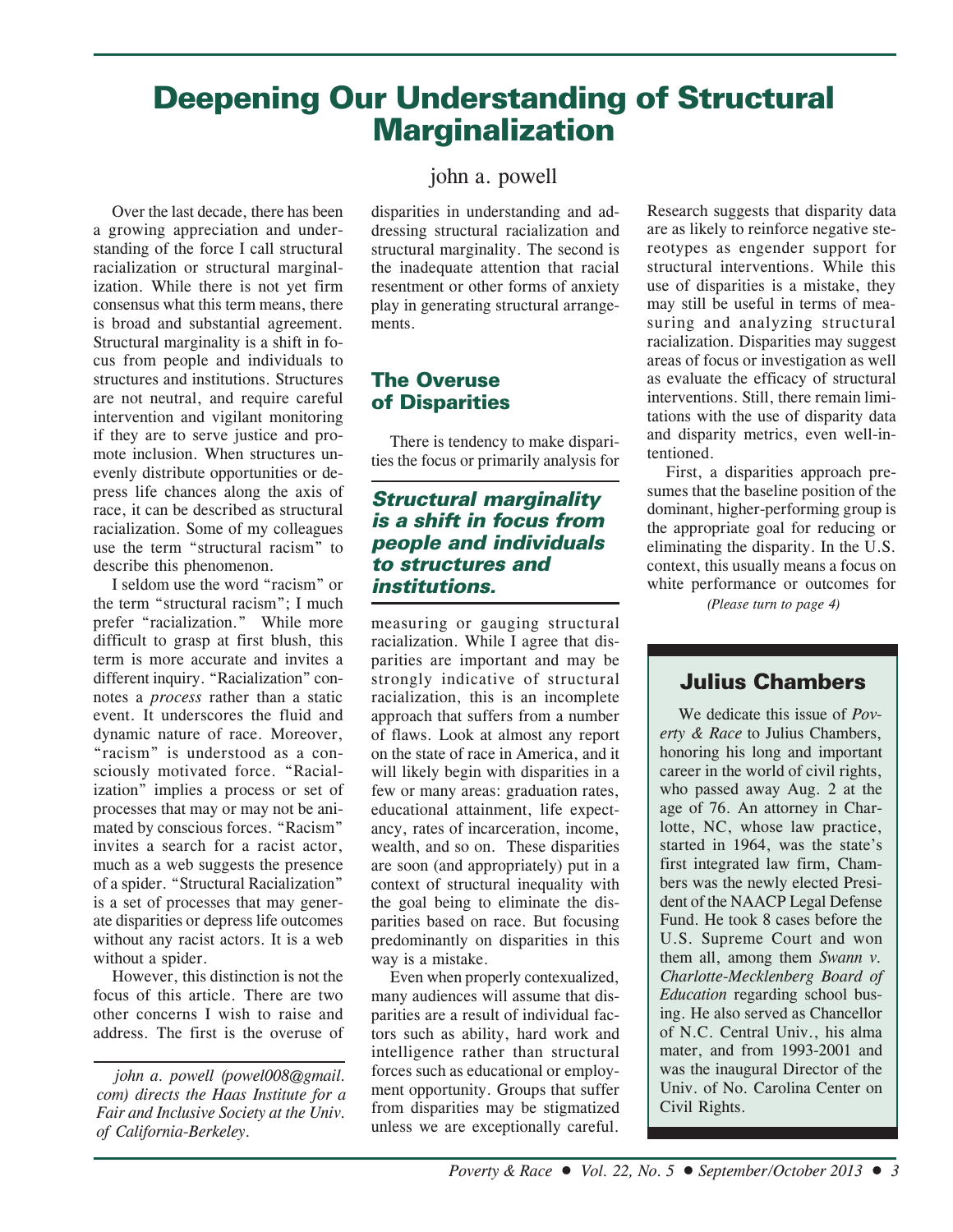# Deepening Our Understanding of Structural Marginalization

john a. powell

Over the last decade, there has been a growing appreciation and understanding of the force I call structural racialization or structural marginalization. While there is not yet firm consensus what this term means, there is broad and substantial agreement. Structural marginality is a shift in focus from people and individuals to structures and institutions. Structures are not neutral, and require careful intervention and vigilant monitoring if they are to serve justice and promote inclusion. When structures unevenly distribute opportunities or depress life chances along the axis of race, it can be described as structural racialization. Some of my colleagues use the term "structural racism" to describe this phenomenon.

I seldom use the word "racism" or the term "structural racism"; I much prefer "racialization." While more difficult to grasp at first blush, this term is more accurate and invites a different inquiry. "Racialization" connotes a *process* rather than a static event. It underscores the fluid and dynamic nature of race. Moreover, "racism" is understood as a consciously motivated force. "Racialization" implies a process or set of processes that may or may not be animated by conscious forces. "Racism" invites a search for a racist actor, much as a web suggests the presence of a spider. "Structural Racialization" is a set of processes that may generate disparities or depress life outcomes without any racist actors. It is a web without a spider.

However, this distinction is not the focus of this article. There are two other concerns I wish to raise and address. The first is the overuse of disparities in understanding and addressing structural racialization and structural marginality. The second is the inadequate attention that racial resentment or other forms of anxiety play in generating structural arrangements.

*john a. powell (powel008@gmail.com) directs the Haas Institute for a Fair and Inclusive Society at the Univ. of California-Berkeley.*

## The Overuse of Disparities

There is tendency to make disparities the focus or primarily analysis for measuring or gauging structural racialization. While I agree that disparities are important and may be strongly indicative of structural racialization, this is an incomplete approach that suffers from a number of flaws. Look at almost any report on the state of race in America, and it will likely begin with disparities in a few or many areas: graduation rates, educational attainment, life expectancy, rates of incarceration, income, wealth, and so on. These disparities are soon (and appropriately) put in a context of structural inequality with the goal being to eliminate the disparities based on race. But focusing predominantly on disparities in this way is a mistake.

> ***Structural marginality is a shift in focus from people and individuals to structures and institutions.***

Even when properly contexualized, many audiences will assume that disparities are a result of individual factors such as ability, hard work and intelligence rather than structural forces such as educational or employment opportunity. Groups that suffer from disparities may be stigmatized unless we are exceptionally careful. Research suggests that disparity data are as likely to reinforce negative stereotypes as engender support for structural interventions. While this use of disparities is a mistake, they may still be useful in terms of measuring and analyzing structural racialization. Disparities may suggest areas of focus or investigation as well as evaluate the efficacy of structural interventions. Still, there remain limitations with the use of disparity data and disparity metrics, even well-intentioned.

First, a disparities approach presumes that the baseline position of the dominant, higher-performing group is the appropriate goal for reducing or eliminating the disparity. In the U.S. context, this usually means a focus on white performance or outcomes for

*(Please turn to page 4)*

## Julius Chambers

We dedicate this issue of *Poverty & Race* to Julius Chambers, honoring his long and important career in the world of civil rights, who passed away Aug. 2 at the age of 76. An attorney in Charlotte, NC, whose law practice, started in 1964, was the state's first integrated law firm, Chambers was the newly elected President of the NAACP Legal Defense Fund. He took 8 cases before the U.S. Supreme Court and won them all, among them *Swann v. Charlotte-Mecklenberg Board of Education* regarding school busing. He also served as Chancellor of N.C. Central Univ., his alma mater, and from 1993-2001 and was the inaugural Director of the Univ. of No. Carolina Center on Civil Rights.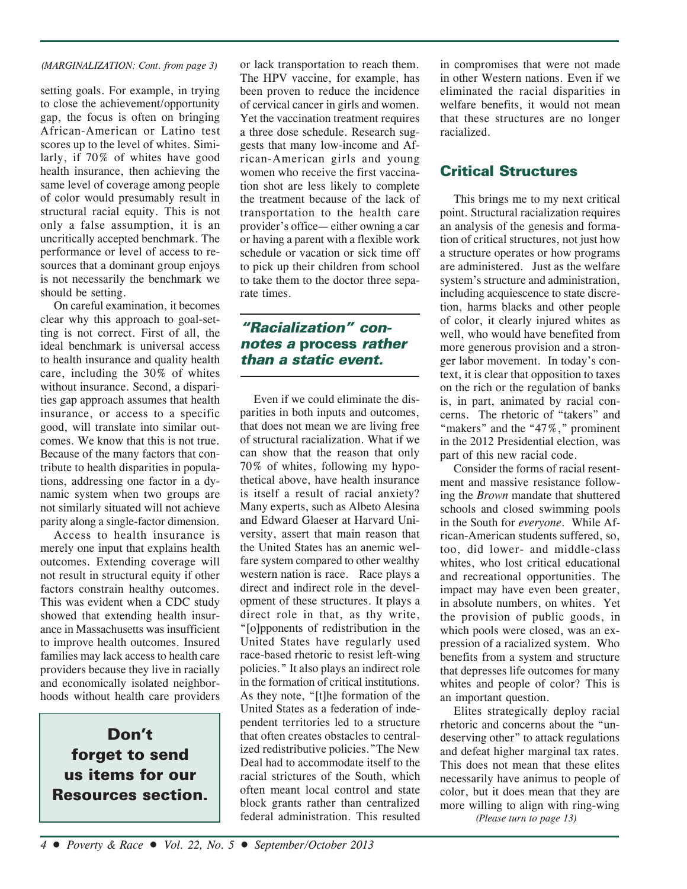*(MARGINALIZATION: Cont. from page 3)*

setting goals. For example, in trying to close the achievement/opportunity gap, the focus is often on bringing African-American or Latino test scores up to the level of whites. Similarly, if 70% of whites have good health insurance, then achieving the same level of coverage among people of color would presumably result in structural racial equity. This is not only a false assumption, it is an uncritically accepted benchmark. The performance or level of access to resources that a dominant group enjoys is not necessarily the benchmark we should be setting.

On careful examination, it becomes clear why this approach to goal-setting is not correct. First of all, the ideal benchmark is universal access to health insurance and quality health care, including the 30% of whites without insurance. Second, a disparities gap approach assumes that health insurance, or access to a specific good, will translate into similar outcomes. We know that this is not true. Because of the many factors that contribute to health disparities in populations, addressing one factor in a dynamic system when two groups are not similarly situated will not achieve parity along a single-factor dimension.

Access to health insurance is merely one input that explains health outcomes. Extending coverage will not result in structural equity if other factors constrain healthy outcomes. This was evident when a CDC study showed that extending health insurance in Massachusetts was insufficient to improve health outcomes. Insured families may lack access to health care providers because they live in racially and economically isolated neighborhoods without health care providers or lack transportation to reach them. The HPV vaccine, for example, has been proven to reduce the incidence of cervical cancer in girls and women. Yet the vaccination treatment requires a three dose schedule. Research suggests that many low-income and African-American girls and young women who receive the first vaccination shot are less likely to complete the treatment because of the lack of transportation to the health care provider's office— either owning a car or having a parent with a flexible work schedule or vacation or sick time off to pick up their children from school to take them to the doctor three separate times.

**Don't forget to send us items for our Resources section.**

***"Racialization" connotes a* process *rather than a static event.***

Even if we could eliminate the disparities in both inputs and outcomes, that does not mean we are living free of structural racialization. What if we can show that the reason that only 70% of whites, following my hypothetical above, have health insurance is itself a result of racial anxiety? Many experts, such as Albeto Alesina and Edward Glaeser at Harvard University, assert that main reason that the United States has an anemic welfare system compared to other wealthy western nation is race. Race plays a direct and indirect role in the development of these structures. It plays a direct role in that, as thy write, "[o]pponents of redistribution in the United States have regularly used race-based rhetoric to resist left-wing policies." It also plays an indirect role in the formation of critical institutions. As they note, "[t]he formation of the United States as a federation of independent territories led to a structure that often creates obstacles to centralized redistributive policies."The New Deal had to accommodate itself to the racial strictures of the South, which often meant local control and state block grants rather than centralized federal administration. This resulted in compromises that were not made in other Western nations. Even if we eliminated the racial disparities in welfare benefits, it would not mean that these structures are no longer racialized.

## Critical Structures

This brings me to my next critical point. Structural racialization requires an analysis of the genesis and formation of critical structures, not just how a structure operates or how programs are administered. Just as the welfare system's structure and administration, including acquiescence to state discretion, harms blacks and other people of color, it clearly injured whites as well, who would have benefited from more generous provision and a stronger labor movement. In today's context, it is clear that opposition to taxes on the rich or the regulation of banks is, in part, animated by racial concerns. The rhetoric of "takers" and "makers" and the "47%," prominent in the 2012 Presidential election, was part of this new racial code.

Consider the forms of racial resentment and massive resistance following the *Brown* mandate that shuttered schools and closed swimming pools in the South for *everyone*. While African-American students suffered, so, too, did lower- and middle-class whites, who lost critical educational and recreational opportunities. The impact may have even been greater, in absolute numbers, on whites. Yet the provision of public goods, in which pools were closed, was an expression of a racialized system. Who benefits from a system and structure that depresses life outcomes for many whites and people of color? This is an important question.

Elites strategically deploy racial rhetoric and concerns about the "undeserving other" to attack regulations and defeat higher marginal tax rates. This does not mean that these elites necessarily have animus to people of color, but it does mean that they are more willing to align with ring-wing

*(Please turn to page 13)*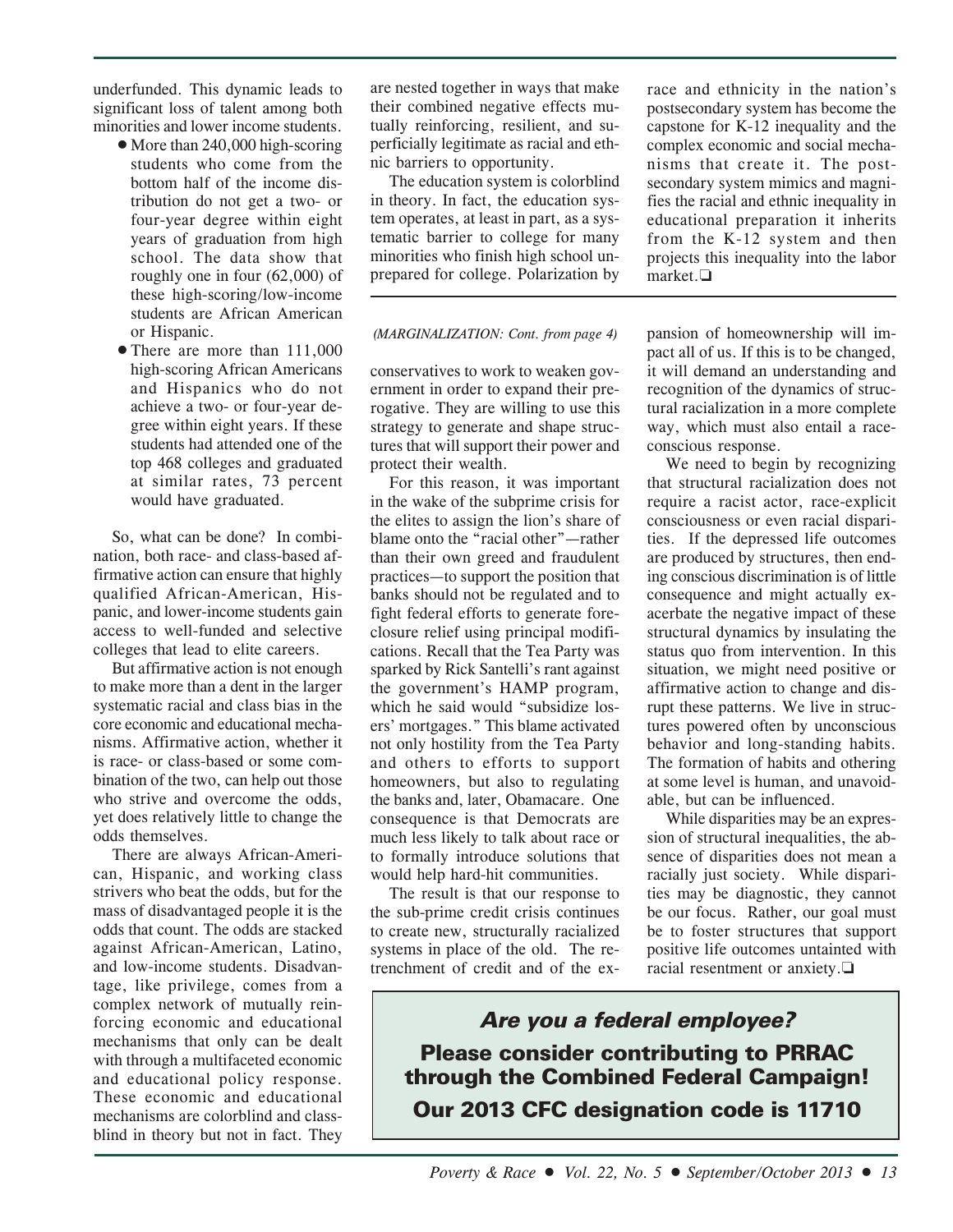underfunded. This dynamic leads to significant loss of talent among both minorities and lower income students.

- More than 240,000 high-scoring students who come from the bottom half of the income distribution do not get a two- or four-year degree within eight years of graduation from high school. The data show that roughly one in four (62,000) of these high-scoring/low-income students are African American or Hispanic.
- There are more than 111,000 high-scoring African Americans and Hispanics who do not achieve a two- or four-year degree within eight years. If these students had attended one of the top 468 colleges and graduated at similar rates, 73 percent would have graduated.

So, what can be done? In combination, both race- and class-based affirmative action can ensure that highly qualified African-American, Hispanic, and lower-income students gain access to well-funded and selective colleges that lead to elite careers.

But affirmative action is not enough to make more than a dent in the larger systematic racial and class bias in the core economic and educational mechanisms. Affirmative action, whether it is race- or class-based or some combination of the two, can help out those who strive and overcome the odds, yet does relatively little to change the odds themselves.

There are always African-American, Hispanic, and working class strivers who beat the odds, but for the mass of disadvantaged people it is the odds that count. The odds are stacked against African-American, Latino, and low-income students. Disadvantage, like privilege, comes from a complex network of mutually reinforcing economic and educational mechanisms that only can be dealt with through a multifaceted economic and educational policy response. These economic and educational mechanisms are colorblind and classblind in theory but not in fact. They are nested together in ways that make their combined negative effects mutually reinforcing, resilient, and superficially legitimate as racial and ethnic barriers to opportunity.

The education system is colorblind in theory. In fact, the education system operates, at least in part, as a systematic barrier to college for many minorities who finish high school unprepared for college. Polarization by race and ethnicity in the nation's postsecondary system has become the capstone for K-12 inequality and the complex economic and social mechanisms that create it. The postsecondary system mimics and magnifies the racial and ethnic inequality in educational preparation it inherits from the K-12 system and then projects this inequality into the labor market.❑

*(MARGINALIZATION: Cont. from page 4)*

conservatives to work to weaken government in order to expand their prerogative. They are willing to use this strategy to generate and shape structures that will support their power and protect their wealth.

For this reason, it was important in the wake of the subprime crisis for the elites to assign the lion's share of blame onto the "racial other"—rather than their own greed and fraudulent practices—to support the position that banks should not be regulated and to fight federal efforts to generate foreclosure relief using principal modifications. Recall that the Tea Party was sparked by Rick Santelli's rant against the government's HAMP program, which he said would "subsidize losers' mortgages." This blame activated not only hostility from the Tea Party and others to efforts to support homeowners, but also to regulating the banks and, later, Obamacare. One consequence is that Democrats are much less likely to talk about race or to formally introduce solutions that would help hard-hit communities.

The result is that our response to the sub-prime credit crisis continues to create new, structurally racialized systems in place of the old. The retrenchment of credit and of the expansion of homeownership will impact all of us. If this is to be changed, it will demand an understanding and recognition of the dynamics of structural racialization in a more complete way, which must also entail a race-conscious response.

We need to begin by recognizing that structural racialization does not require a racist actor, race-explicit consciousness or even racial disparities. If the depressed life outcomes are produced by structures, then ending conscious discrimination is of little consequence and might actually exacerbate the negative impact of these structural dynamics by insulating the status quo from intervention. In this situation, we might need positive or affirmative action to change and disrupt these patterns. We live in structures powered often by unconscious behavior and long-standing habits. The formation of habits and othering at some level is human, and unavoidable, but can be influenced.

While disparities may be an expression of structural inequalities, the absence of disparities does not mean a racially just society. While disparities may be diagnostic, they cannot be our focus. Rather, our goal must be to foster structures that support positive life outcomes untainted with racial resentment or anxiety.❑

***Are you a federal employee?***

**Please consider contributing to PRRAC through the Combined Federal Campaign!**

**Our 2013 CFC designation code is 11710**